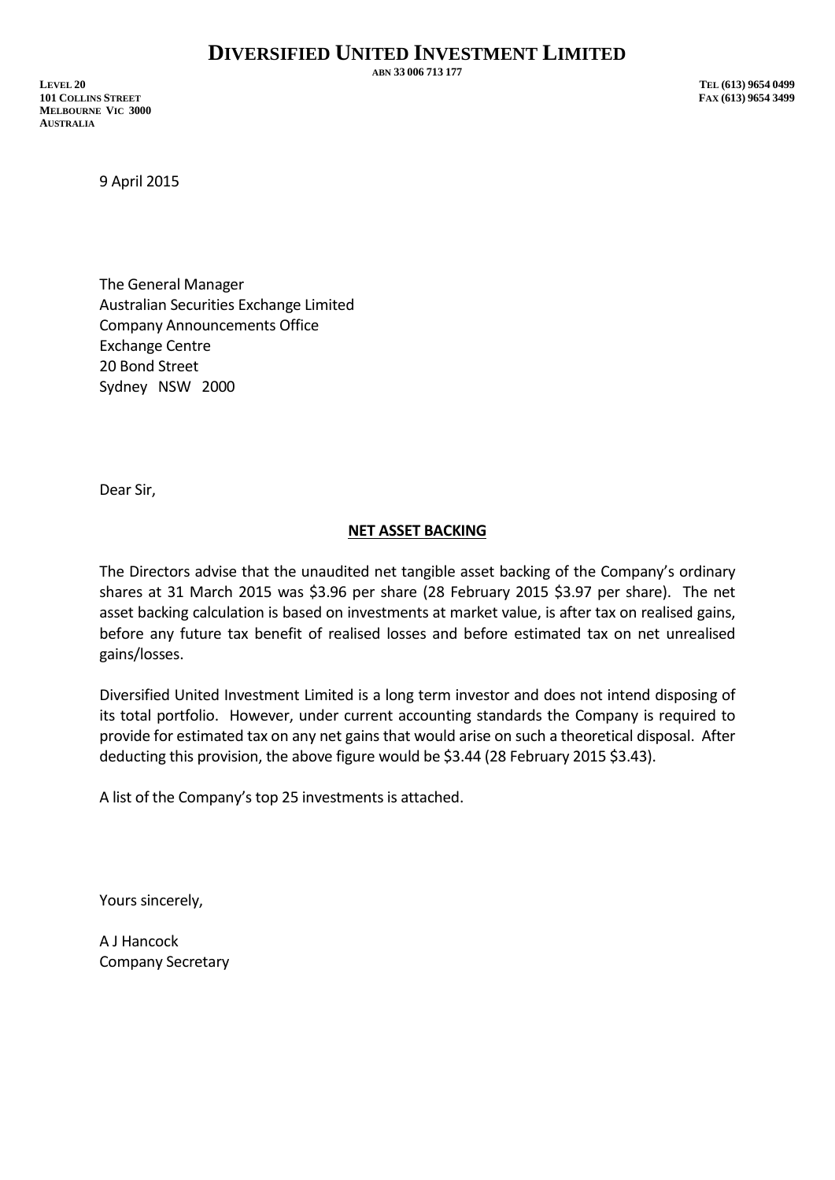# DIVERSIFIED UNITED INVESTMENT LIMITED

ABN 33 006 713 177

LEVEL 20
101 COLLINS STREET
MELBOURNE VIC 3000
AUSTRALIA

TEL (613) 9654 0499
FAX (613) 9654 3499

9 April 2015

The General Manager
Australian Securities Exchange Limited
Company Announcements Office
Exchange Centre
20 Bond Street
Sydney NSW 2000

Dear Sir,

**NET ASSET BACKING**

The Directors advise that the unaudited net tangible asset backing of the Company's ordinary shares at 31 March 2015 was $3.96 per share (28 February 2015 $3.97 per share). The net asset backing calculation is based on investments at market value, is after tax on realised gains, before any future tax benefit of realised losses and before estimated tax on net unrealised gains/losses.

Diversified United Investment Limited is a long term investor and does not intend disposing of its total portfolio. However, under current accounting standards the Company is required to provide for estimated tax on any net gains that would arise on such a theoretical disposal. After deducting this provision, the above figure would be $3.44 (28 February 2015 $3.43).

A list of the Company's top 25 investments is attached.

Yours sincerely,

A J Hancock
Company Secretary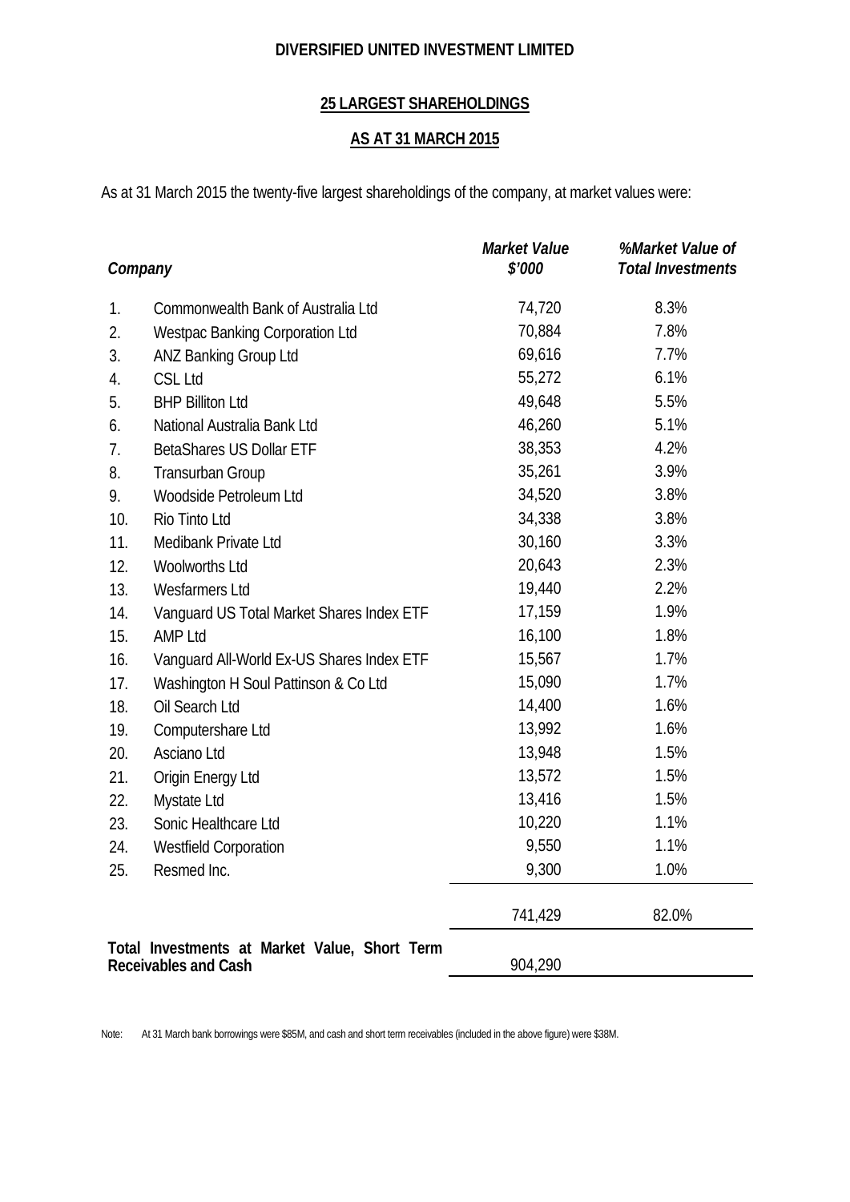**DIVERSIFIED UNITED INVESTMENT LIMITED**

**25 LARGEST SHAREHOLDINGS**

**AS AT 31 MARCH 2015**

As at 31 March 2015 the twenty-five largest shareholdings of the company, at market values were:

| | *Company* | *Market Value $'000* | *%Market Value of Total Investments* |
|---|---|---|---|
| 1. | Commonwealth Bank of Australia Ltd | 74,720 | 8.3% |
| 2. | Westpac Banking Corporation Ltd | 70,884 | 7.8% |
| 3. | ANZ Banking Group Ltd | 69,616 | 7.7% |
| 4. | CSL Ltd | 55,272 | 6.1% |
| 5. | BHP Billiton Ltd | 49,648 | 5.5% |
| 6. | National Australia Bank Ltd | 46,260 | 5.1% |
| 7. | BetaShares US Dollar ETF | 38,353 | 4.2% |
| 8. | Transurban Group | 35,261 | 3.9% |
| 9. | Woodside Petroleum Ltd | 34,520 | 3.8% |
| 10. | Rio Tinto Ltd | 34,338 | 3.8% |
| 11. | Medibank Private Ltd | 30,160 | 3.3% |
| 12. | Woolworths Ltd | 20,643 | 2.3% |
| 13. | Wesfarmers Ltd | 19,440 | 2.2% |
| 14. | Vanguard US Total Market Shares Index ETF | 17,159 | 1.9% |
| 15. | AMP Ltd | 16,100 | 1.8% |
| 16. | Vanguard All-World Ex-US Shares Index ETF | 15,567 | 1.7% |
| 17. | Washington H Soul Pattinson & Co Ltd | 15,090 | 1.7% |
| 18. | Oil Search Ltd | 14,400 | 1.6% |
| 19. | Computershare Ltd | 13,992 | 1.6% |
| 20. | Asciano Ltd | 13,948 | 1.5% |
| 21. | Origin Energy Ltd | 13,572 | 1.5% |
| 22. | Mystate Ltd | 13,416 | 1.5% |
| 23. | Sonic Healthcare Ltd | 10,220 | 1.1% |
| 24. | Westfield Corporation | 9,550 | 1.1% |
| 25. | Resmed Inc. | 9,300 | 1.0% |
| | | 741,429 | 82.0% |
| | **Total Investments at Market Value, Short Term Receivables and Cash** | 904,290 | |

Note: At 31 March bank borrowings were $85M, and cash and short term receivables (included in the above figure) were $38M.